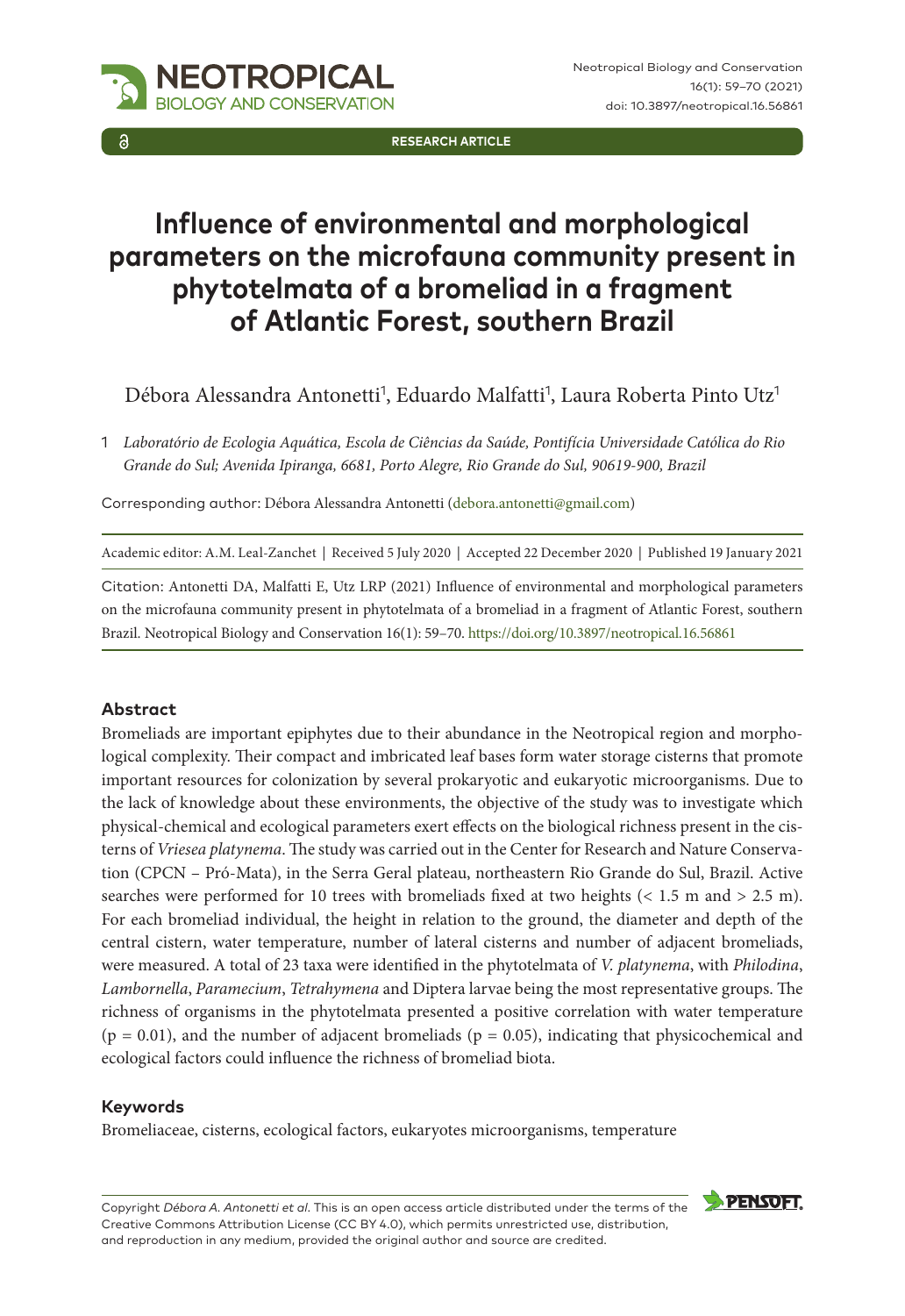RESEARCH ARTICLE

# Influence of environmental and morphological parameters on the microfauna community present in phytotelmata of a bromeliad in a fragment of Atlantic Forest, southern Brazil

Débora Alessandra Antonetti[1], Eduardo Malfatti[1], Laura Roberta Pinto Utz[1]

1 *Laboratório de Ecologia Aquática, Escola de Ciências da Saúde, Pontifícia Universidade Católica do Rio Grande do Sul; Avenida Ipiranga, 6681, Porto Alegre, Rio Grande do Sul, 90619-900, Brazil*

Corresponding author: Débora Alessandra Antonetti (debora.antonetti@gmail.com)

Academic editor: A.M. Leal-Zanchet | Received 5 July 2020 | Accepted 22 December 2020 | Published 19 January 2021

Citation: Antonetti DA, Malfatti E, Utz LRP (2021) Influence of environmental and morphological parameters on the microfauna community present in phytotelmata of a bromeliad in a fragment of Atlantic Forest, southern Brazil. Neotropical Biology and Conservation 16(1): 59–70. https://doi.org/10.3897/neotropical.16.56861

## Abstract

Bromeliads are important epiphytes due to their abundance in the Neotropical region and morphological complexity. Their compact and imbricated leaf bases form water storage cisterns that promote important resources for colonization by several prokaryotic and eukaryotic microorganisms. Due to the lack of knowledge about these environments, the objective of the study was to investigate which physical-chemical and ecological parameters exert effects on the biological richness present in the cisterns of *Vriesea platynema*. The study was carried out in the Center for Research and Nature Conservation (CPCN – Pró-Mata), in the Serra Geral plateau, northeastern Rio Grande do Sul, Brazil. Active searches were performed for 10 trees with bromeliads fixed at two heights (< 1.5 m and > 2.5 m). For each bromeliad individual, the height in relation to the ground, the diameter and depth of the central cistern, water temperature, number of lateral cisterns and number of adjacent bromeliads, were measured. A total of 23 taxa were identified in the phytotelmata of *V. platynema*, with *Philodina*, *Lambornella*, *Paramecium*, *Tetrahymena* and Diptera larvae being the most representative groups. The richness of organisms in the phytotelmata presented a positive correlation with water temperature ($p = 0.01$), and the number of adjacent bromeliads ($p = 0.05$), indicating that physicochemical and ecological factors could influence the richness of bromeliad biota.

## Keywords

Bromeliaceae, cisterns, ecological factors, eukaryotes microorganisms, temperature

Copyright *Débora A. Antonetti et al.* This is an open access article distributed under the terms of the Creative Commons Attribution License (CC BY 4.0), which permits unrestricted use, distribution, and reproduction in any medium, provided the original author and source are credited.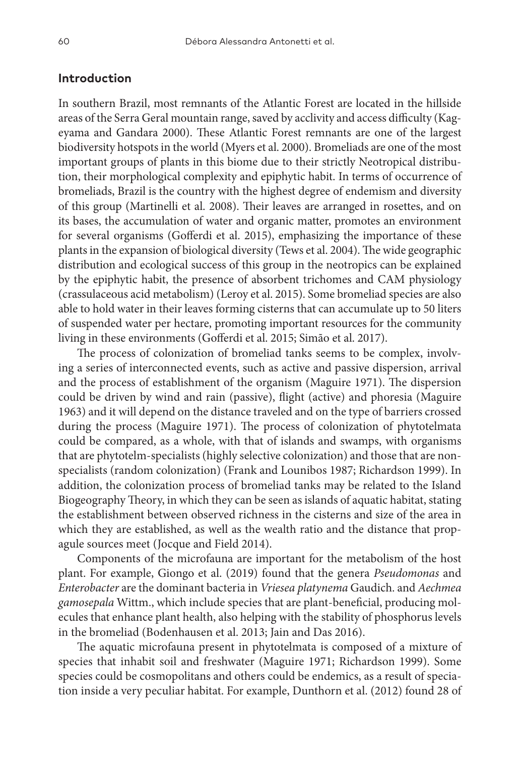## Introduction

In southern Brazil, most remnants of the Atlantic Forest are located in the hillside areas of the Serra Geral mountain range, saved by acclivity and access difficulty (Kageyama and Gandara 2000). These Atlantic Forest remnants are one of the largest biodiversity hotspots in the world (Myers et al. 2000). Bromeliads are one of the most important groups of plants in this biome due to their strictly Neotropical distribution, their morphological complexity and epiphytic habit. In terms of occurrence of bromeliads, Brazil is the country with the highest degree of endemism and diversity of this group (Martinelli et al. 2008). Their leaves are arranged in rosettes, and on its bases, the accumulation of water and organic matter, promotes an environment for several organisms (Gofferdi et al. 2015), emphasizing the importance of these plants in the expansion of biological diversity (Tews et al. 2004). The wide geographic distribution and ecological success of this group in the neotropics can be explained by the epiphytic habit, the presence of absorbent trichomes and CAM physiology (crassulaceous acid metabolism) (Leroy et al. 2015). Some bromeliad species are also able to hold water in their leaves forming cisterns that can accumulate up to 50 liters of suspended water per hectare, promoting important resources for the community living in these environments (Gofferdi et al. 2015; Simão et al. 2017).

The process of colonization of bromeliad tanks seems to be complex, involving a series of interconnected events, such as active and passive dispersion, arrival and the process of establishment of the organism (Maguire 1971). The dispersion could be driven by wind and rain (passive), flight (active) and phoresia (Maguire 1963) and it will depend on the distance traveled and on the type of barriers crossed during the process (Maguire 1971). The process of colonization of phytotelmata could be compared, as a whole, with that of islands and swamps, with organisms that are phytotelm-specialists (highly selective colonization) and those that are non-specialists (random colonization) (Frank and Lounibos 1987; Richardson 1999). In addition, the colonization process of bromeliad tanks may be related to the Island Biogeography Theory, in which they can be seen as islands of aquatic habitat, stating the establishment between observed richness in the cisterns and size of the area in which they are established, as well as the wealth ratio and the distance that propagule sources meet (Jocque and Field 2014).

Components of the microfauna are important for the metabolism of the host plant. For example, Giongo et al. (2019) found that the genera *Pseudomonas* and *Enterobacter* are the dominant bacteria in *Vriesea platynema* Gaudich. and *Aechmea gamosepala* Wittm., which include species that are plant-beneficial, producing molecules that enhance plant health, also helping with the stability of phosphorus levels in the bromeliad (Bodenhausen et al. 2013; Jain and Das 2016).

The aquatic microfauna present in phytotelmata is composed of a mixture of species that inhabit soil and freshwater (Maguire 1971; Richardson 1999). Some species could be cosmopolitans and others could be endemics, as a result of speciation inside a very peculiar habitat. For example, Dunthorn et al. (2012) found 28 of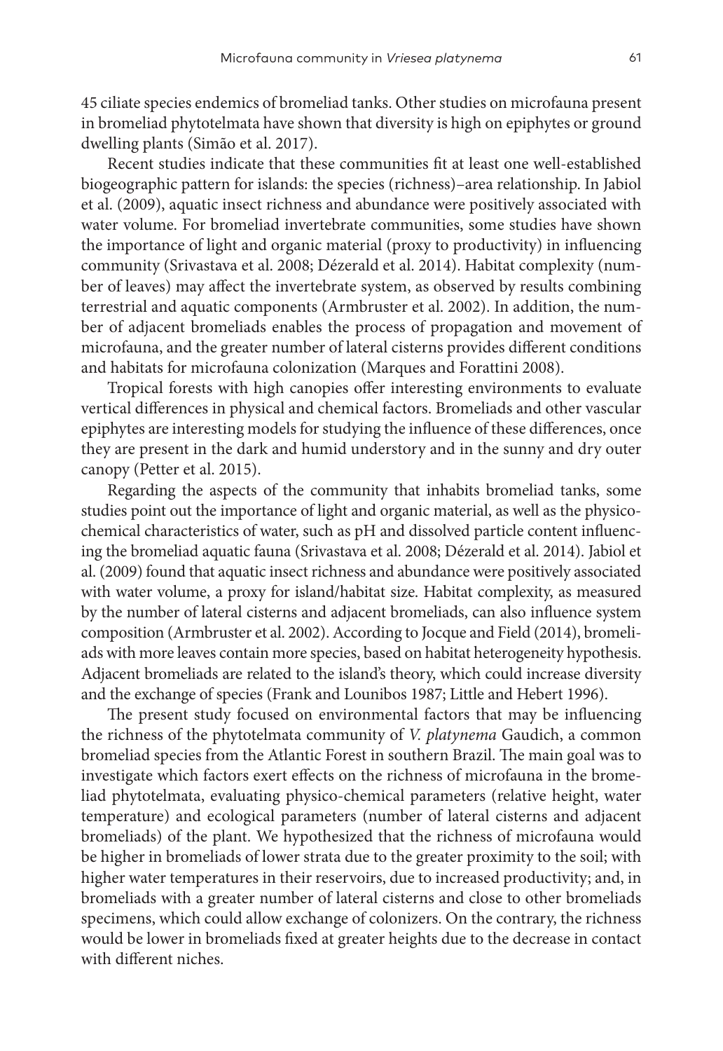45 ciliate species endemics of bromeliad tanks. Other studies on microfauna present in bromeliad phytotelmata have shown that diversity is high on epiphytes or ground dwelling plants (Simão et al. 2017).

Recent studies indicate that these communities fit at least one well-established biogeographic pattern for islands: the species (richness)–area relationship. In Jabiol et al. (2009), aquatic insect richness and abundance were positively associated with water volume. For bromeliad invertebrate communities, some studies have shown the importance of light and organic material (proxy to productivity) in influencing community (Srivastava et al. 2008; Dézerald et al. 2014). Habitat complexity (number of leaves) may affect the invertebrate system, as observed by results combining terrestrial and aquatic components (Armbruster et al. 2002). In addition, the number of adjacent bromeliads enables the process of propagation and movement of microfauna, and the greater number of lateral cisterns provides different conditions and habitats for microfauna colonization (Marques and Forattini 2008).

Tropical forests with high canopies offer interesting environments to evaluate vertical differences in physical and chemical factors. Bromeliads and other vascular epiphytes are interesting models for studying the influence of these differences, once they are present in the dark and humid understory and in the sunny and dry outer canopy (Petter et al. 2015).

Regarding the aspects of the community that inhabits bromeliad tanks, some studies point out the importance of light and organic material, as well as the physicochemical characteristics of water, such as pH and dissolved particle content influencing the bromeliad aquatic fauna (Srivastava et al. 2008; Dézerald et al. 2014). Jabiol et al. (2009) found that aquatic insect richness and abundance were positively associated with water volume, a proxy for island/habitat size. Habitat complexity, as measured by the number of lateral cisterns and adjacent bromeliads, can also influence system composition (Armbruster et al. 2002). According to Jocque and Field (2014), bromeliads with more leaves contain more species, based on habitat heterogeneity hypothesis. Adjacent bromeliads are related to the island's theory, which could increase diversity and the exchange of species (Frank and Lounibos 1987; Little and Hebert 1996).

The present study focused on environmental factors that may be influencing the richness of the phytotelmata community of *V. platynema* Gaudich, a common bromeliad species from the Atlantic Forest in southern Brazil. The main goal was to investigate which factors exert effects on the richness of microfauna in the bromeliad phytotelmata, evaluating physico-chemical parameters (relative height, water temperature) and ecological parameters (number of lateral cisterns and adjacent bromeliads) of the plant. We hypothesized that the richness of microfauna would be higher in bromeliads of lower strata due to the greater proximity to the soil; with higher water temperatures in their reservoirs, due to increased productivity; and, in bromeliads with a greater number of lateral cisterns and close to other bromeliads specimens, which could allow exchange of colonizers. On the contrary, the richness would be lower in bromeliads fixed at greater heights due to the decrease in contact with different niches.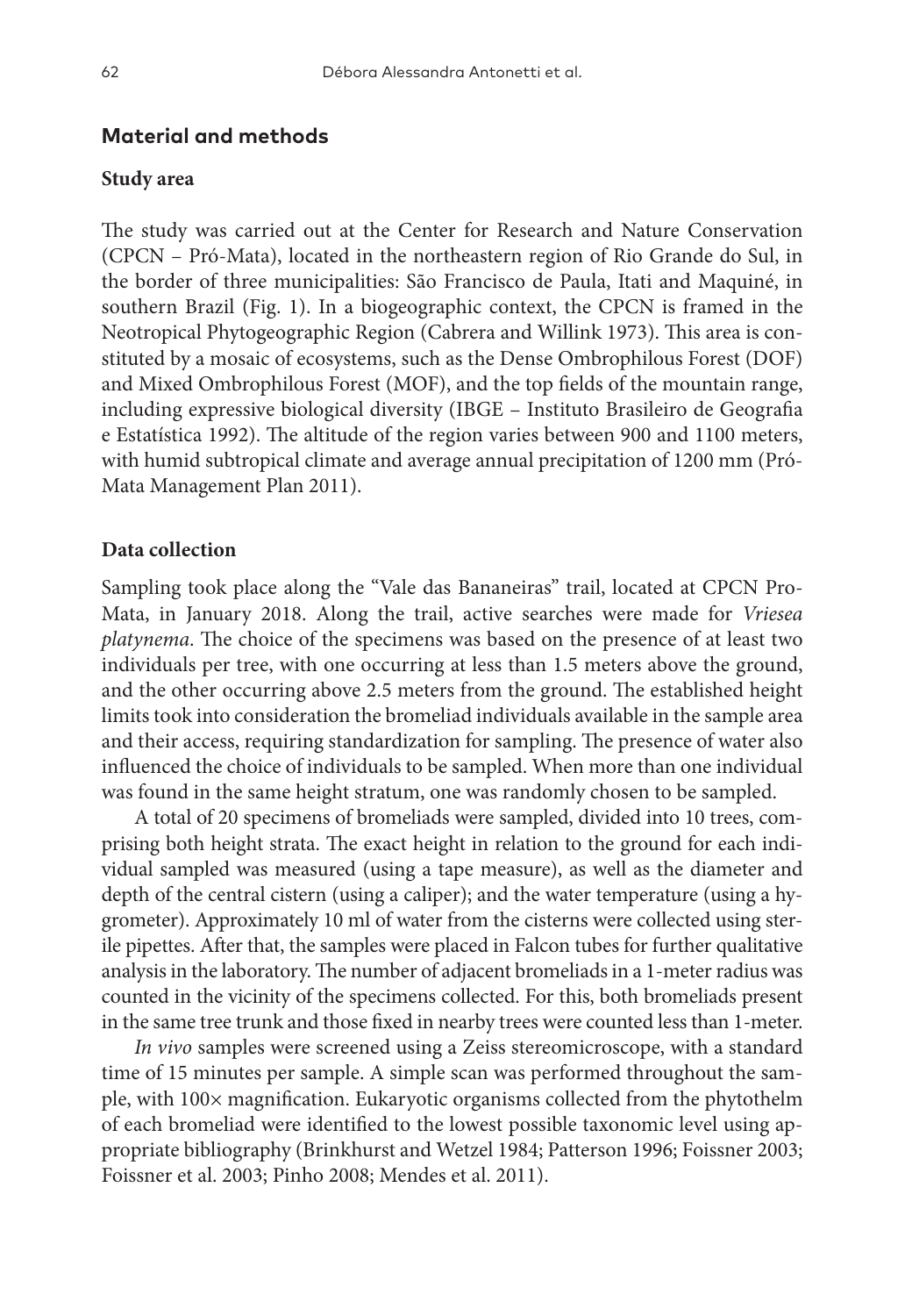## Material and methods

### Study area

The study was carried out at the Center for Research and Nature Conservation (CPCN – Pró-Mata), located in the northeastern region of Rio Grande do Sul, in the border of three municipalities: São Francisco de Paula, Itati and Maquiné, in southern Brazil (Fig. 1). In a biogeographic context, the CPCN is framed in the Neotropical Phytogeographic Region (Cabrera and Willink 1973). This area is constituted by a mosaic of ecosystems, such as the Dense Ombrophilous Forest (DOF) and Mixed Ombrophilous Forest (MOF), and the top fields of the mountain range, including expressive biological diversity (IBGE – Instituto Brasileiro de Geografia e Estatística 1992). The altitude of the region varies between 900 and 1100 meters, with humid subtropical climate and average annual precipitation of 1200 mm (Pró-Mata Management Plan 2011).

### Data collection

Sampling took place along the "Vale das Bananeiras" trail, located at CPCN Pro-Mata, in January 2018. Along the trail, active searches were made for *Vriesea platynema*. The choice of the specimens was based on the presence of at least two individuals per tree, with one occurring at less than 1.5 meters above the ground, and the other occurring above 2.5 meters from the ground. The established height limits took into consideration the bromeliad individuals available in the sample area and their access, requiring standardization for sampling. The presence of water also influenced the choice of individuals to be sampled. When more than one individual was found in the same height stratum, one was randomly chosen to be sampled.

A total of 20 specimens of bromeliads were sampled, divided into 10 trees, comprising both height strata. The exact height in relation to the ground for each individual sampled was measured (using a tape measure), as well as the diameter and depth of the central cistern (using a caliper); and the water temperature (using a hygrometer). Approximately 10 ml of water from the cisterns were collected using sterile pipettes. After that, the samples were placed in Falcon tubes for further qualitative analysis in the laboratory. The number of adjacent bromeliads in a 1-meter radius was counted in the vicinity of the specimens collected. For this, both bromeliads present in the same tree trunk and those fixed in nearby trees were counted less than 1-meter.

*In vivo* samples were screened using a Zeiss stereomicroscope, with a standard time of 15 minutes per sample. A simple scan was performed throughout the sample, with 100× magnification. Eukaryotic organisms collected from the phytothelm of each bromeliad were identified to the lowest possible taxonomic level using appropriate bibliography (Brinkhurst and Wetzel 1984; Patterson 1996; Foissner 2003; Foissner et al. 2003; Pinho 2008; Mendes et al. 2011).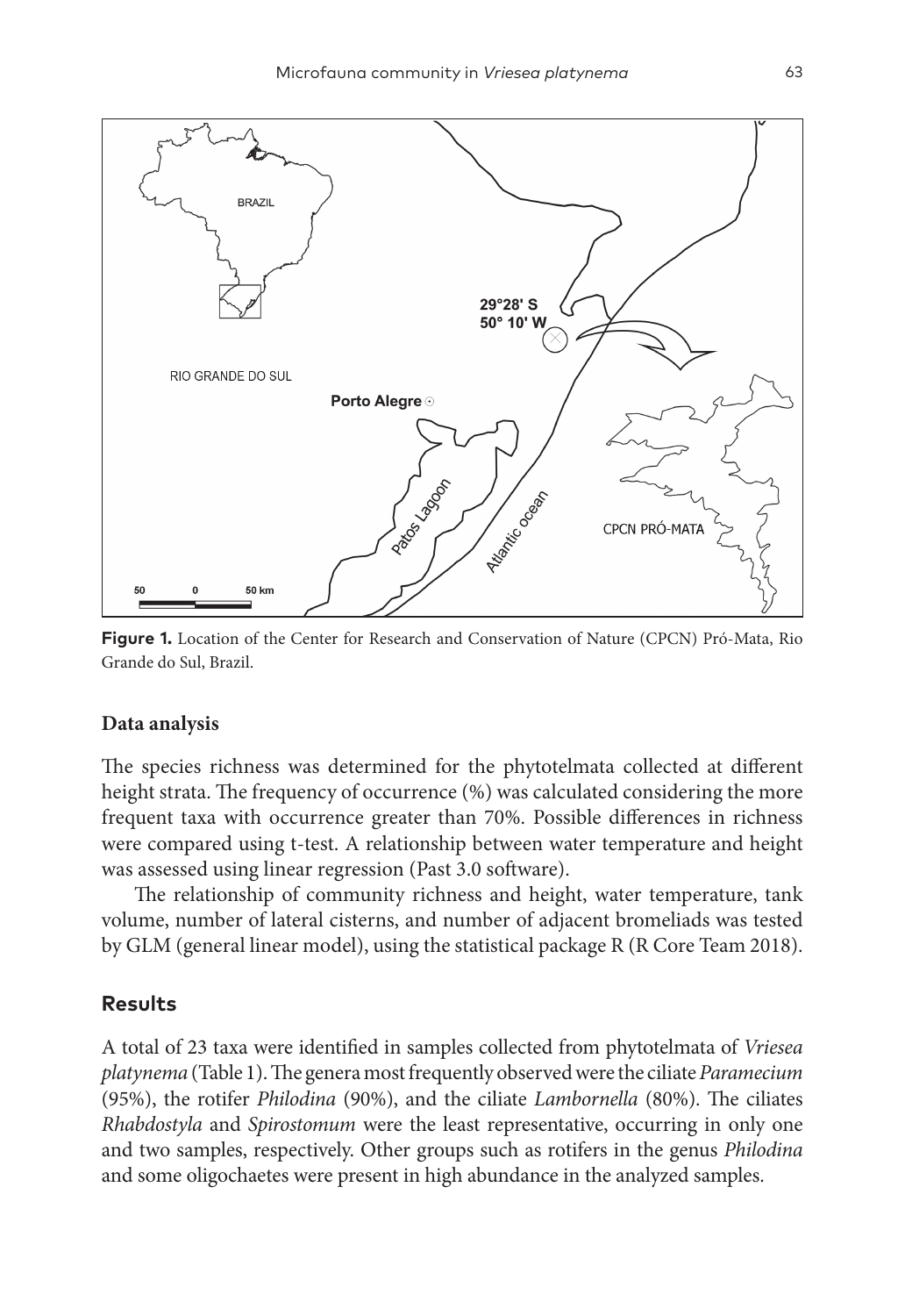**Figure 1.** Location of the Center for Research and Conservation of Nature (CPCN) Pró-Mata, Rio Grande do Sul, Brazil.

### Data analysis

The species richness was determined for the phytotelmata collected at different height strata. The frequency of occurrence (%) was calculated considering the more frequent taxa with occurrence greater than 70%. Possible differences in richness were compared using t-test. A relationship between water temperature and height was assessed using linear regression (Past 3.0 software).

The relationship of community richness and height, water temperature, tank volume, number of lateral cisterns, and number of adjacent bromeliads was tested by GLM (general linear model), using the statistical package R (R Core Team 2018).

## Results

A total of 23 taxa were identified in samples collected from phytotelmata of *Vriesea platynema* (Table 1). The genera most frequently observed were the ciliate *Paramecium* (95%), the rotifer *Philodina* (90%), and the ciliate *Lambornella* (80%). The ciliates *Rhabdostyla* and *Spirostomum* were the least representative, occurring in only one and two samples, respectively. Other groups such as rotifers in the genus *Philodina* and some oligochaetes were present in high abundance in the analyzed samples.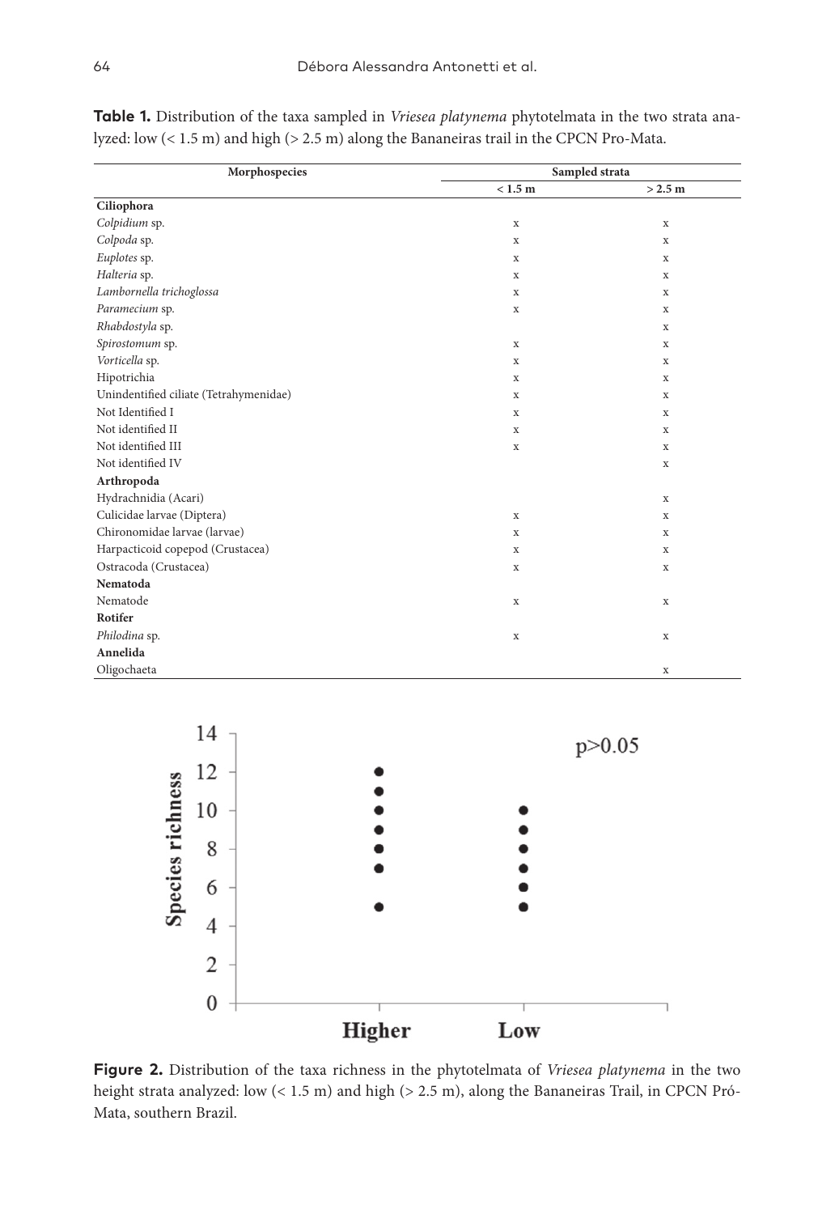**Table 1.** Distribution of the taxa sampled in *Vriesea platynema* phytotelmata in the two strata analyzed: low (< 1.5 m) and high (> 2.5 m) along the Bananeiras trail in the CPCN Pro-Mata.

| Morphospecies | Sampled strata | |
|---|---|---|
| | < 1.5 m | > 2.5 m |
| **Ciliophora** | | |
| *Colpidium* sp. | x | x |
| *Colpoda* sp. | x | x |
| *Euplotes* sp. | x | x |
| *Halteria* sp. | x | x |
| *Lambornella trichoglossa* | x | x |
| *Paramecium* sp. | x | x |
| *Rhabdostyla* sp. | | x |
| *Spirostomum* sp. | x | x |
| *Vorticella* sp. | x | x |
| Hipotrichia | x | x |
| Unindentified ciliate (Tetrahymenidae) | x | x |
| Not Identified I | x | x |
| Not identified II | x | x |
| Not identified III | x | x |
| Not identified IV | | x |
| **Arthropoda** | | |
| Hydrachnidia (Acari) | | x |
| Culicidae larvae (Diptera) | x | x |
| Chironomidae larvae (larvae) | x | x |
| Harpacticoid copepod (Crustacea) | x | x |
| Ostracoda (Crustacea) | x | x |
| **Nematoda** | | |
| Nematode | x | x |
| **Rotifer** | | |
| *Philodina* sp. | x | x |
| **Annelida** | | |
| Oligochaeta | | x |

**Figure 2.** Distribution of the taxa richness in the phytotelmata of *Vriesea platynema* in the two height strata analyzed: low (< 1.5 m) and high (> 2.5 m), along the Bananeiras Trail, in CPCN Pró-Mata, southern Brazil.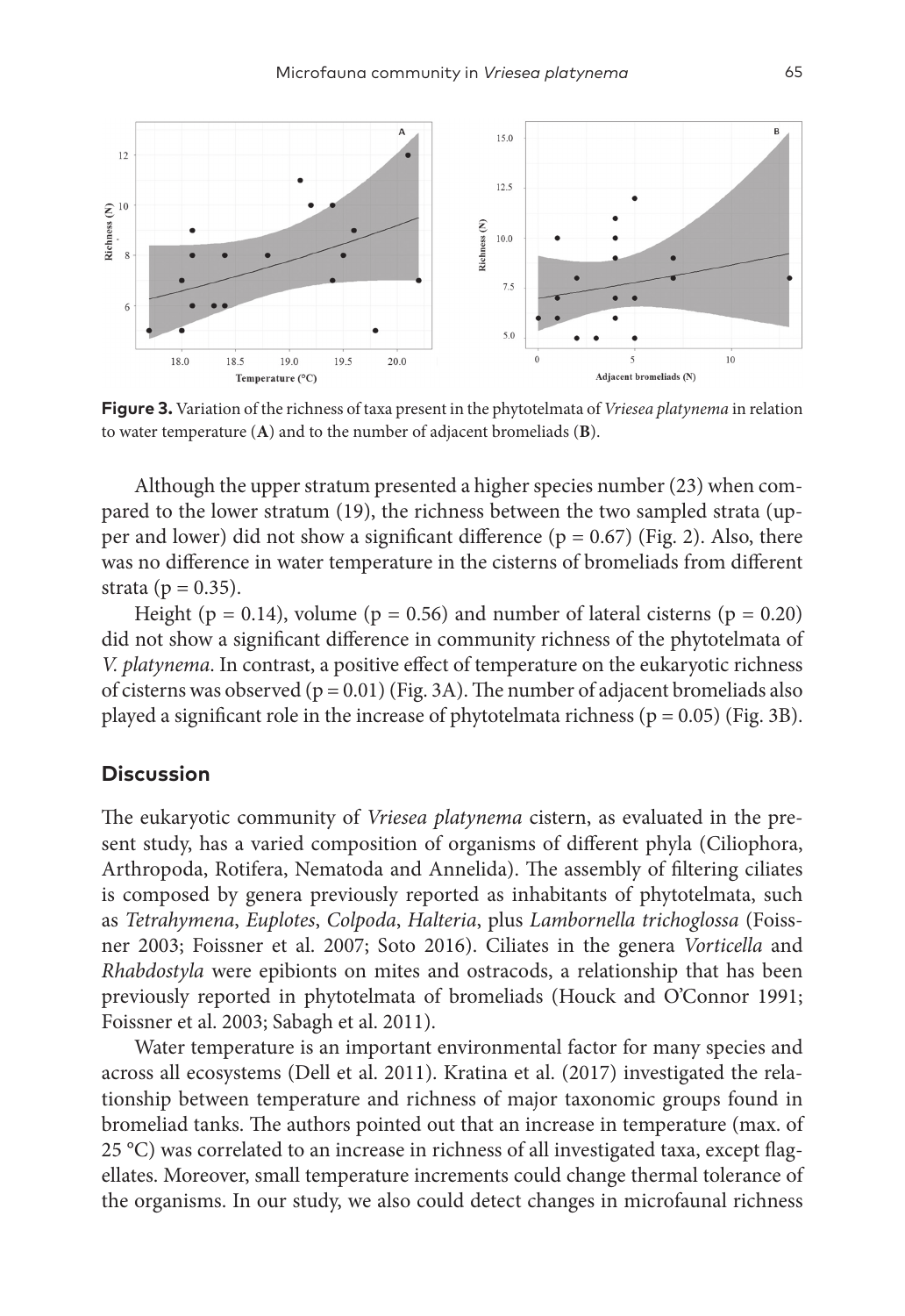**Figure 3.** Variation of the richness of taxa present in the phytotelmata of *Vriesea platynema* in relation to water temperature (**A**) and to the number of adjacent bromeliads (**B**).

Although the upper stratum presented a higher species number (23) when compared to the lower stratum (19), the richness between the two sampled strata (upper and lower) did not show a significant difference ($p = 0.67$) (Fig. 2). Also, there was no difference in water temperature in the cisterns of bromeliads from different strata ($p = 0.35$).

Height ($p = 0.14$), volume ($p = 0.56$) and number of lateral cisterns ($p = 0.20$) did not show a significant difference in community richness of the phytotelmata of *V. platynema*. In contrast, a positive effect of temperature on the eukaryotic richness of cisterns was observed ($p = 0.01$) (Fig. 3A). The number of adjacent bromeliads also played a significant role in the increase of phytotelmata richness ($p = 0.05$) (Fig. 3B).

## Discussion

The eukaryotic community of *Vriesea platynema* cistern, as evaluated in the present study, has a varied composition of organisms of different phyla (Ciliophora, Arthropoda, Rotifera, Nematoda and Annelida). The assembly of filtering ciliates is composed by genera previously reported as inhabitants of phytotelmata, such as *Tetrahymena*, *Euplotes*, *Colpoda*, *Halteria*, plus *Lambornella trichoglossa* (Foissner 2003; Foissner et al. 2007; Soto 2016). Ciliates in the genera *Vorticella* and *Rhabdostyla* were epibionts on mites and ostracods, a relationship that has been previously reported in phytotelmata of bromeliads (Houck and O'Connor 1991; Foissner et al. 2003; Sabagh et al. 2011).

Water temperature is an important environmental factor for many species and across all ecosystems (Dell et al. 2011). Kratina et al. (2017) investigated the relationship between temperature and richness of major taxonomic groups found in bromeliad tanks. The authors pointed out that an increase in temperature (max. of 25 °C) was correlated to an increase in richness of all investigated taxa, except flagellates. Moreover, small temperature increments could change thermal tolerance of the organisms. In our study, we also could detect changes in microfaunal richness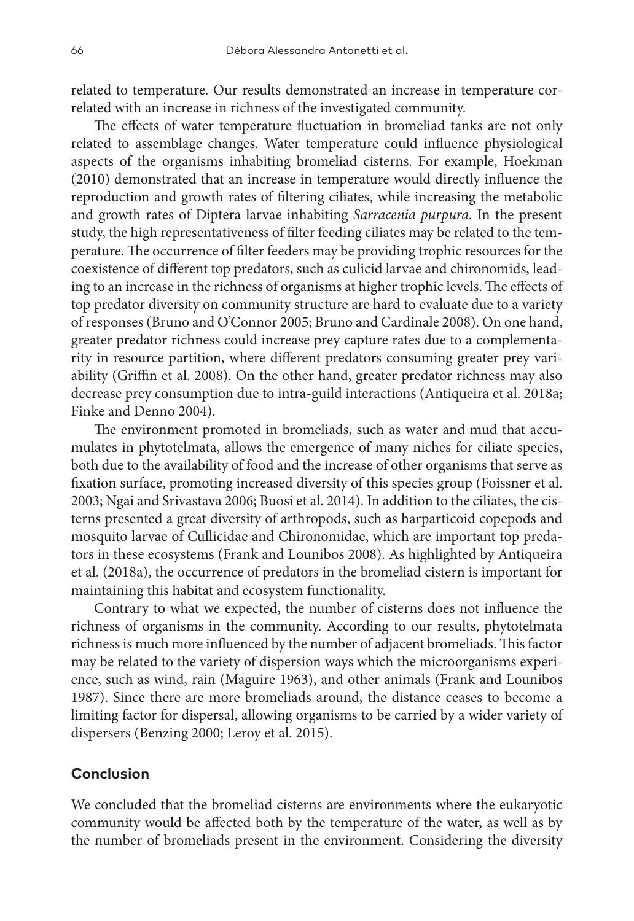related to temperature. Our results demonstrated an increase in temperature correlated with an increase in richness of the investigated community.

The effects of water temperature fluctuation in bromeliad tanks are not only related to assemblage changes. Water temperature could influence physiological aspects of the organisms inhabiting bromeliad cisterns. For example, Hoekman (2010) demonstrated that an increase in temperature would directly influence the reproduction and growth rates of filtering ciliates, while increasing the metabolic and growth rates of Diptera larvae inhabiting *Sarracenia purpura*. In the present study, the high representativeness of filter feeding ciliates may be related to the temperature. The occurrence of filter feeders may be providing trophic resources for the coexistence of different top predators, such as culicid larvae and chironomids, leading to an increase in the richness of organisms at higher trophic levels. The effects of top predator diversity on community structure are hard to evaluate due to a variety of responses (Bruno and O'Connor 2005; Bruno and Cardinale 2008). On one hand, greater predator richness could increase prey capture rates due to a complementarity in resource partition, where different predators consuming greater prey variability (Griffin et al. 2008). On the other hand, greater predator richness may also decrease prey consumption due to intra-guild interactions (Antiqueira et al. 2018a; Finke and Denno 2004).

The environment promoted in bromeliads, such as water and mud that accumulates in phytotelmata, allows the emergence of many niches for ciliate species, both due to the availability of food and the increase of other organisms that serve as fixation surface, promoting increased diversity of this species group (Foissner et al. 2003; Ngai and Srivastava 2006; Buosi et al. 2014). In addition to the ciliates, the cisterns presented a great diversity of arthropods, such as harparticoid copepods and mosquito larvae of Cullicidae and Chironomidae, which are important top predators in these ecosystems (Frank and Lounibos 2008). As highlighted by Antiqueira et al. (2018a), the occurrence of predators in the bromeliad cistern is important for maintaining this habitat and ecosystem functionality.

Contrary to what we expected, the number of cisterns does not influence the richness of organisms in the community. According to our results, phytotelmata richness is much more influenced by the number of adjacent bromeliads. This factor may be related to the variety of dispersion ways which the microorganisms experience, such as wind, rain (Maguire 1963), and other animals (Frank and Lounibos 1987). Since there are more bromeliads around, the distance ceases to become a limiting factor for dispersal, allowing organisms to be carried by a wider variety of dispersers (Benzing 2000; Leroy et al. 2015).

## Conclusion

We concluded that the bromeliad cisterns are environments where the eukaryotic community would be affected both by the temperature of the water, as well as by the number of bromeliads present in the environment. Considering the diversity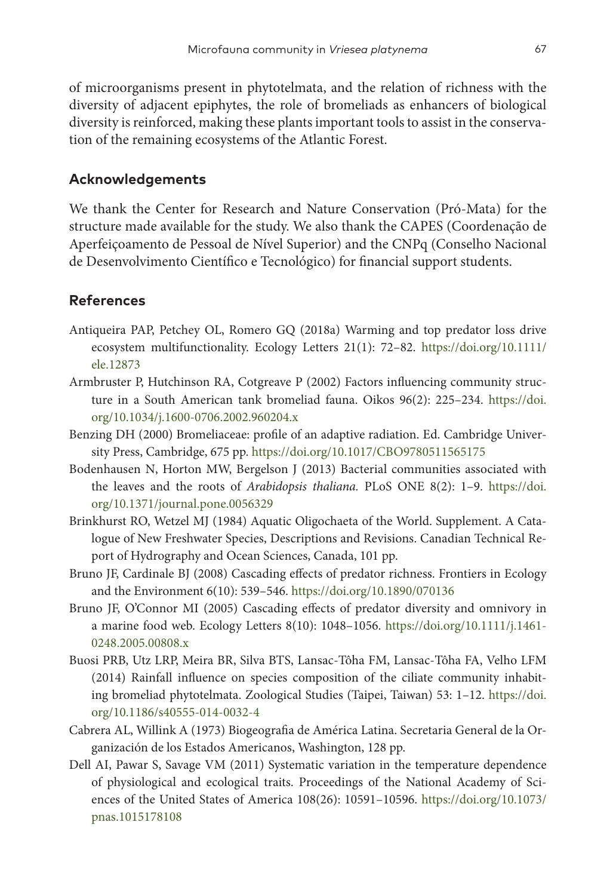of microorganisms present in phytotelmata, and the relation of richness with the diversity of adjacent epiphytes, the role of bromeliads as enhancers of biological diversity is reinforced, making these plants important tools to assist in the conservation of the remaining ecosystems of the Atlantic Forest.

## Acknowledgements

We thank the Center for Research and Nature Conservation (Pró-Mata) for the structure made available for the study. We also thank the CAPES (Coordenação de Aperfeiçoamento de Pessoal de Nível Superior) and the CNPq (Conselho Nacional de Desenvolvimento Científico e Tecnológico) for financial support students.

## References

Antiqueira PAP, Petchey OL, Romero GQ (2018a) Warming and top predator loss drive ecosystem multifunctionality. Ecology Letters 21(1): 72–82. https://doi.org/10.1111/ele.12873

Armbruster P, Hutchinson RA, Cotgreave P (2002) Factors influencing community structure in a South American tank bromeliad fauna. Oikos 96(2): 225–234. https://doi.org/10.1034/j.1600-0706.2002.960204.x

Benzing DH (2000) Bromeliaceae: profile of an adaptive radiation. Ed. Cambridge University Press, Cambridge, 675 pp. https://doi.org/10.1017/CBO9780511565175

Bodenhausen N, Horton MW, Bergelson J (2013) Bacterial communities associated with the leaves and the roots of *Arabidopsis thaliana.* PLoS ONE 8(2): 1–9. https://doi.org/10.1371/journal.pone.0056329

Brinkhurst RO, Wetzel MJ (1984) Aquatic Oligochaeta of the World. Supplement. A Catalogue of New Freshwater Species, Descriptions and Revisions. Canadian Technical Report of Hydrography and Ocean Sciences, Canada, 101 pp.

Bruno JF, Cardinale BJ (2008) Cascading effects of predator richness. Frontiers in Ecology and the Environment 6(10): 539–546. https://doi.org/10.1890/070136

Bruno JF, O'Connor MI (2005) Cascading effects of predator diversity and omnivory in a marine food web. Ecology Letters 8(10): 1048–1056. https://doi.org/10.1111/j.1461-0248.2005.00808.x

Buosi PRB, Utz LRP, Meira BR, Silva BTS, Lansac-Tôha FM, Lansac-Tôha FA, Velho LFM (2014) Rainfall influence on species composition of the ciliate community inhabiting bromeliad phytotelmata. Zoological Studies (Taipei, Taiwan) 53: 1–12. https://doi.org/10.1186/s40555-014-0032-4

Cabrera AL, Willink A (1973) Biogeografia de América Latina. Secretaria General de la Organización de los Estados Americanos, Washington, 128 pp.

Dell AI, Pawar S, Savage VM (2011) Systematic variation in the temperature dependence of physiological and ecological traits. Proceedings of the National Academy of Sciences of the United States of America 108(26): 10591–10596. https://doi.org/10.1073/pnas.1015178108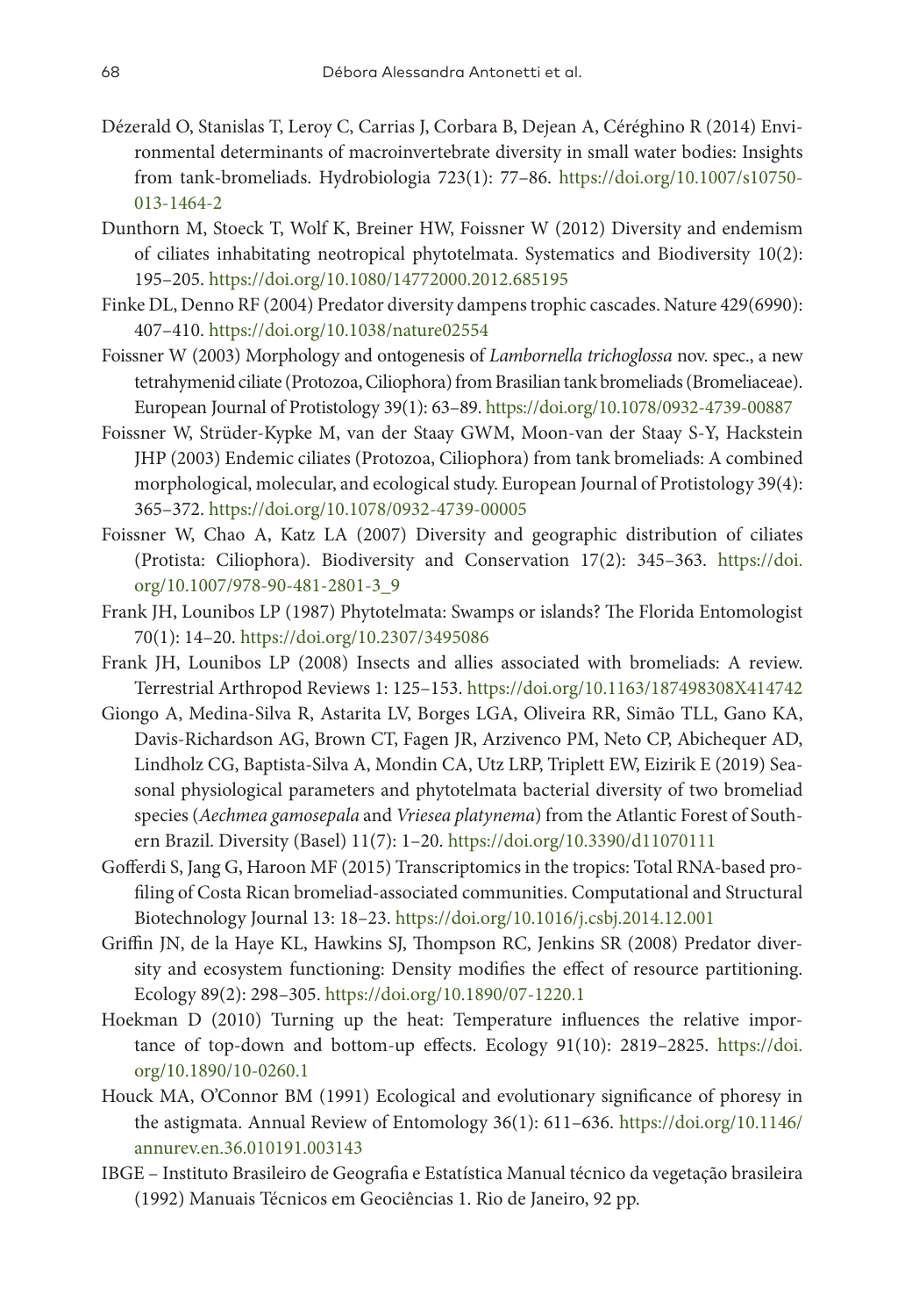Dézerald O, Stanislas T, Leroy C, Carrias J, Corbara B, Dejean A, Céréghino R (2014) Environmental determinants of macroinvertebrate diversity in small water bodies: Insights from tank-bromeliads. Hydrobiologia 723(1): 77–86. https://doi.org/10.1007/s10750-013-1464-2

Dunthorn M, Stoeck T, Wolf K, Breiner HW, Foissner W (2012) Diversity and endemism of ciliates inhabitating neotropical phytotelmata. Systematics and Biodiversity 10(2): 195–205. https://doi.org/10.1080/14772000.2012.685195

Finke DL, Denno RF (2004) Predator diversity dampens trophic cascades. Nature 429(6990): 407–410. https://doi.org/10.1038/nature02554

Foissner W (2003) Morphology and ontogenesis of *Lambornella trichoglossa* nov. spec., a new tetrahymenid ciliate (Protozoa, Ciliophora) from Brasilian tank bromeliads (Bromeliaceae). European Journal of Protistology 39(1): 63–89. https://doi.org/10.1078/0932-4739-00887

Foissner W, Strüder-Kypke M, van der Staay GWM, Moon-van der Staay S-Y, Hackstein JHP (2003) Endemic ciliates (Protozoa, Ciliophora) from tank bromeliads: A combined morphological, molecular, and ecological study. European Journal of Protistology 39(4): 365–372. https://doi.org/10.1078/0932-4739-00005

Foissner W, Chao A, Katz LA (2007) Diversity and geographic distribution of ciliates (Protista: Ciliophora). Biodiversity and Conservation 17(2): 345–363. https://doi.org/10.1007/978-90-481-2801-3_9

Frank JH, Lounibos LP (1987) Phytotelmata: Swamps or islands? The Florida Entomologist 70(1): 14–20. https://doi.org/10.2307/3495086

Frank JH, Lounibos LP (2008) Insects and allies associated with bromeliads: A review. Terrestrial Arthropod Reviews 1: 125–153. https://doi.org/10.1163/187498308X414742

Giongo A, Medina-Silva R, Astarita LV, Borges LGA, Oliveira RR, Simão TLL, Gano KA, Davis-Richardson AG, Brown CT, Fagen JR, Arzivenco PM, Neto CP, Abichequer AD, Lindholz CG, Baptista-Silva A, Mondin CA, Utz LRP, Triplett EW, Eizirik E (2019) Seasonal physiological parameters and phytotelmata bacterial diversity of two bromeliad species (*Aechmea gamosepala* and *Vriesea platynema*) from the Atlantic Forest of Southern Brazil. Diversity (Basel) 11(7): 1–20. https://doi.org/10.3390/d11070111

Gofferdi S, Jang G, Haroon MF (2015) Transcriptomics in the tropics: Total RNA-based profiling of Costa Rican bromeliad-associated communities. Computational and Structural Biotechnology Journal 13: 18–23. https://doi.org/10.1016/j.csbj.2014.12.001

Griffin JN, de la Haye KL, Hawkins SJ, Thompson RC, Jenkins SR (2008) Predator diversity and ecosystem functioning: Density modifies the effect of resource partitioning. Ecology 89(2): 298–305. https://doi.org/10.1890/07-1220.1

Hoekman D (2010) Turning up the heat: Temperature influences the relative importance of top-down and bottom-up effects. Ecology 91(10): 2819–2825. https://doi.org/10.1890/10-0260.1

Houck MA, O'Connor BM (1991) Ecological and evolutionary significance of phoresy in the astigmata. Annual Review of Entomology 36(1): 611–636. https://doi.org/10.1146/annurev.en.36.010191.003143

IBGE – Instituto Brasileiro de Geografia e Estatística Manual técnico da vegetação brasileira (1992) Manuais Técnicos em Geociências 1. Rio de Janeiro, 92 pp.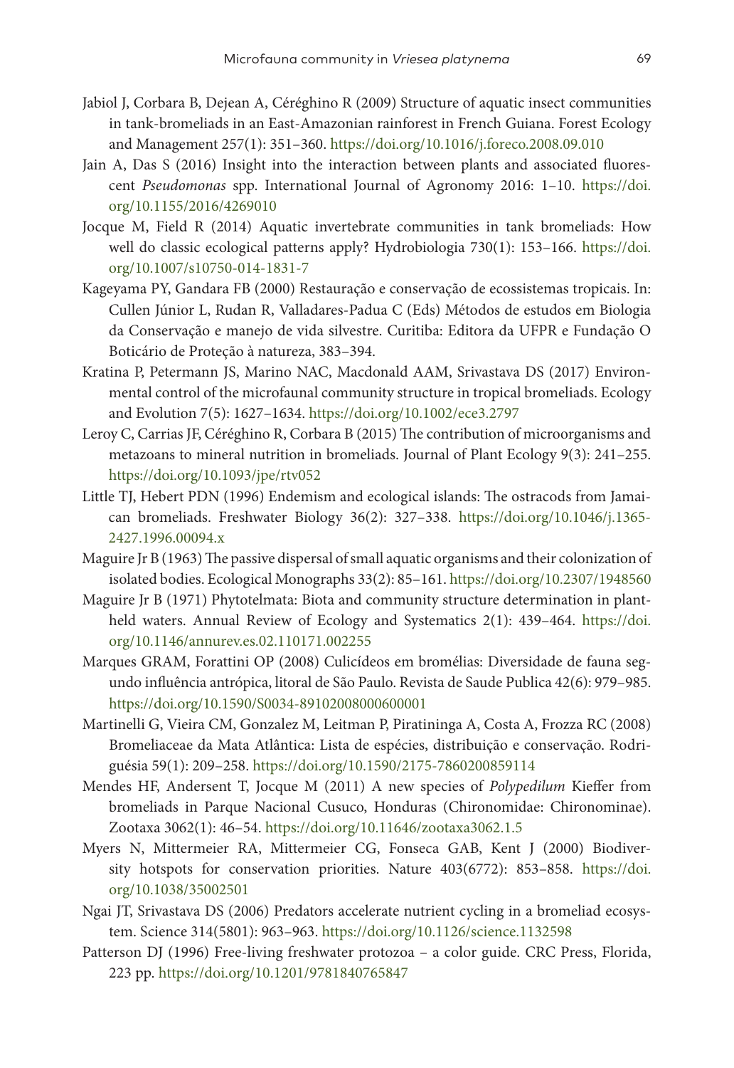Jabiol J, Corbara B, Dejean A, Céréghino R (2009) Structure of aquatic insect communities in tank-bromeliads in an East-Amazonian rainforest in French Guiana. Forest Ecology and Management 257(1): 351–360. https://doi.org/10.1016/j.foreco.2008.09.010

Jain A, Das S (2016) Insight into the interaction between plants and associated fluorescent *Pseudomonas* spp. International Journal of Agronomy 2016: 1–10. https://doi.org/10.1155/2016/4269010

Jocque M, Field R (2014) Aquatic invertebrate communities in tank bromeliads: How well do classic ecological patterns apply? Hydrobiologia 730(1): 153–166. https://doi.org/10.1007/s10750-014-1831-7

Kageyama PY, Gandara FB (2000) Restauração e conservação de ecossistemas tropicais. In: Cullen Júnior L, Rudan R, Valladares-Padua C (Eds) Métodos de estudos em Biologia da Conservação e manejo de vida silvestre. Curitiba: Editora da UFPR e Fundação O Boticário de Proteção à natureza, 383–394.

Kratina P, Petermann JS, Marino NAC, Macdonald AAM, Srivastava DS (2017) Environmental control of the microfaunal community structure in tropical bromeliads. Ecology and Evolution 7(5): 1627–1634. https://doi.org/10.1002/ece3.2797

Leroy C, Carrias JF, Céréghino R, Corbara B (2015) The contribution of microorganisms and metazoans to mineral nutrition in bromeliads. Journal of Plant Ecology 9(3): 241–255. https://doi.org/10.1093/jpe/rtv052

Little TJ, Hebert PDN (1996) Endemism and ecological islands: The ostracods from Jamaican bromeliads. Freshwater Biology 36(2): 327–338. https://doi.org/10.1046/j.1365-2427.1996.00094.x

Maguire Jr B (1963) The passive dispersal of small aquatic organisms and their colonization of isolated bodies. Ecological Monographs 33(2): 85–161. https://doi.org/10.2307/1948560

Maguire Jr B (1971) Phytotelmata: Biota and community structure determination in plant-held waters. Annual Review of Ecology and Systematics 2(1): 439–464. https://doi.org/10.1146/annurev.es.02.110171.002255

Marques GRAM, Forattini OP (2008) Culicídeos em bromélias: Diversidade de fauna segundo influência antrópica, litoral de São Paulo. Revista de Saude Publica 42(6): 979–985. https://doi.org/10.1590/S0034-89102008000600001

Martinelli G, Vieira CM, Gonzalez M, Leitman P, Piratininga A, Costa A, Frozza RC (2008) Bromeliaceae da Mata Atlântica: Lista de espécies, distribuição e conservação. Rodriguésia 59(1): 209–258. https://doi.org/10.1590/2175-7860200859114

Mendes HF, Andersent T, Jocque M (2011) A new species of *Polypedilum* Kieffer from bromeliads in Parque Nacional Cusuco, Honduras (Chironomidae: Chironominae). Zootaxa 3062(1): 46–54. https://doi.org/10.11646/zootaxa3062.1.5

Myers N, Mittermeier RA, Mittermeier CG, Fonseca GAB, Kent J (2000) Biodiversity hotspots for conservation priorities. Nature 403(6772): 853–858. https://doi.org/10.1038/35002501

Ngai JT, Srivastava DS (2006) Predators accelerate nutrient cycling in a bromeliad ecosystem. Science 314(5801): 963–963. https://doi.org/10.1126/science.1132598

Patterson DJ (1996) Free-living freshwater protozoa – a color guide. CRC Press, Florida, 223 pp. https://doi.org/10.1201/9781840765847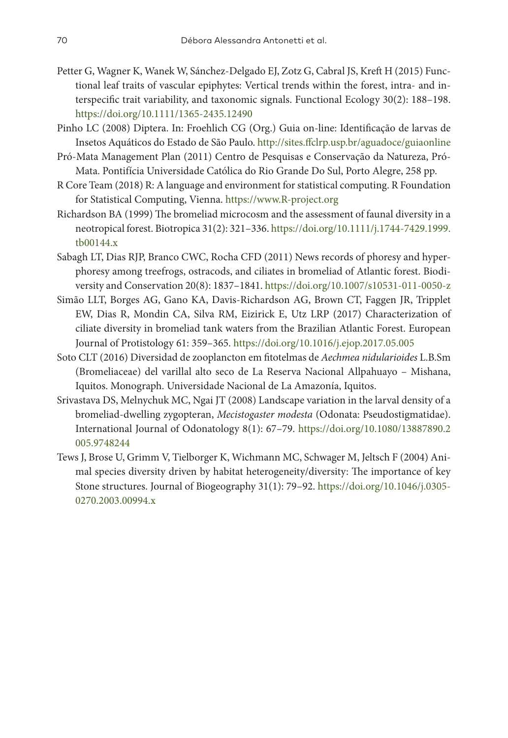Petter G, Wagner K, Wanek W, Sánchez-Delgado EJ, Zotz G, Cabral JS, Kreft H (2015) Functional leaf traits of vascular epiphytes: Vertical trends within the forest, intra- and interspecific trait variability, and taxonomic signals. Functional Ecology 30(2): 188–198. https://doi.org/10.1111/1365-2435.12490

Pinho LC (2008) Diptera. In: Froehlich CG (Org.) Guia on-line: Identificação de larvas de Insetos Aquáticos do Estado de São Paulo. http://sites.ffclrp.usp.br/aguadoce/guiaonline

Pró-Mata Management Plan (2011) Centro de Pesquisas e Conservação da Natureza, Pró-Mata. Pontifícia Universidade Católica do Rio Grande Do Sul, Porto Alegre, 258 pp.

R Core Team (2018) R: A language and environment for statistical computing. R Foundation for Statistical Computing, Vienna. https://www.R-project.org

Richardson BA (1999) The bromeliad microcosm and the assessment of faunal diversity in a neotropical forest. Biotropica 31(2): 321–336. https://doi.org/10.1111/j.1744-7429.1999.tb00144.x

Sabagh LT, Dias RJP, Branco CWC, Rocha CFD (2011) News records of phoresy and hyperphoresy among treefrogs, ostracods, and ciliates in bromeliad of Atlantic forest. Biodiversity and Conservation 20(8): 1837–1841. https://doi.org/10.1007/s10531-011-0050-z

Simão LLT, Borges AG, Gano KA, Davis-Richardson AG, Brown CT, Faggen JR, Tripplet EW, Dias R, Mondin CA, Silva RM, Eizirick E, Utz LRP (2017) Characterization of ciliate diversity in bromeliad tank waters from the Brazilian Atlantic Forest. European Journal of Protistology 61: 359–365. https://doi.org/10.1016/j.ejop.2017.05.005

Soto CLT (2016) Diversidad de zooplancton em fitotelmas de *Aechmea nidularioides* L.B.Sm (Bromeliaceae) del varillal alto seco de La Reserva Nacional Allpahuayo – Mishana, Iquitos. Monograph. Universidade Nacional de La Amazonía, Iquitos.

Srivastava DS, Melnychuk MC, Ngai JT (2008) Landscape variation in the larval density of a bromeliad-dwelling zygopteran, *Mecistogaster modesta* (Odonata: Pseudostigmatidae). International Journal of Odonatology 8(1): 67–79. https://doi.org/10.1080/13887890.2005.9748244

Tews J, Brose U, Grimm V, Tielborger K, Wichmann MC, Schwager M, Jeltsch F (2004) Animal species diversity driven by habitat heterogeneity/diversity: The importance of key Stone structures. Journal of Biogeography 31(1): 79–92. https://doi.org/10.1046/j.0305-0270.2003.00994.x